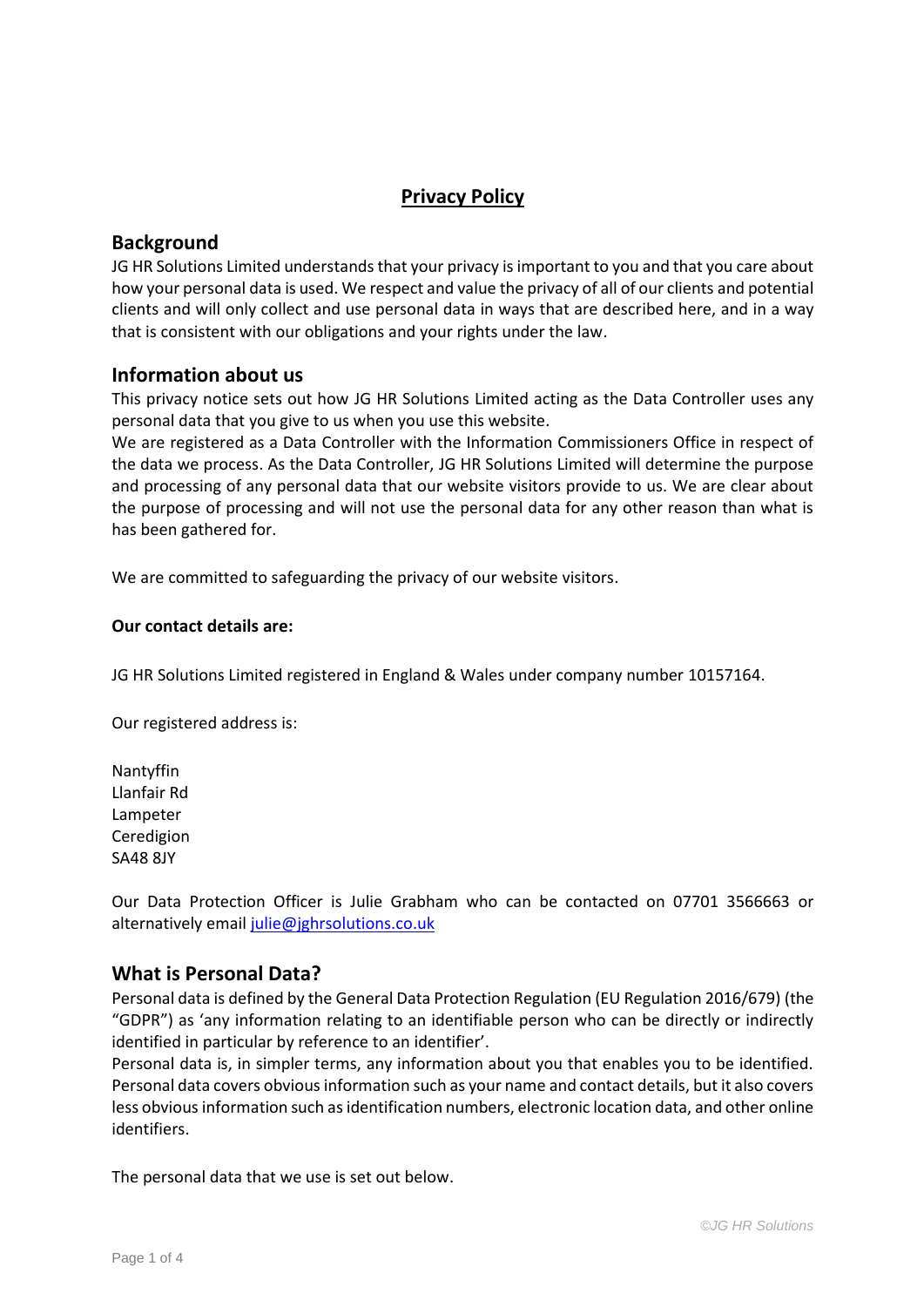# Privacy Policy

## Background

JG HR Solutions Limited understands that your privacy is important to you and that you care about how your personal data is used. We respect and value the privacy of all of our clients and potential clients and will only collect and use personal data in ways that are described here, and in a way that is consistent with our obligations and your rights under the law.

## Information about us

This privacy notice sets out how JG HR Solutions Limited acting as the Data Controller uses any personal data that you give to us when you use this website.

We are registered as a Data Controller with the Information Commissioners Office in respect of the data we process. As the Data Controller, JG HR Solutions Limited will determine the purpose and processing of any personal data that our website visitors provide to us. We are clear about the purpose of processing and will not use the personal data for any other reason than what is has been gathered for.

We are committed to safeguarding the privacy of our website visitors.

**Our contact details are:**

JG HR Solutions Limited registered in England & Wales under company number 10157164.

Our registered address is:

Nantyffin
Llanfair Rd
Lampeter
Ceredigion
SA48 8JY

Our Data Protection Officer is Julie Grabham who can be contacted on 07701 3566663 or alternatively email julie@jghrsolutions.co.uk

## What is Personal Data?

Personal data is defined by the General Data Protection Regulation (EU Regulation 2016/679) (the "GDPR") as 'any information relating to an identifiable person who can be directly or indirectly identified in particular by reference to an identifier'.

Personal data is, in simpler terms, any information about you that enables you to be identified. Personal data covers obvious information such as your name and contact details, but it also covers less obvious information such as identification numbers, electronic location data, and other online identifiers.

The personal data that we use is set out below.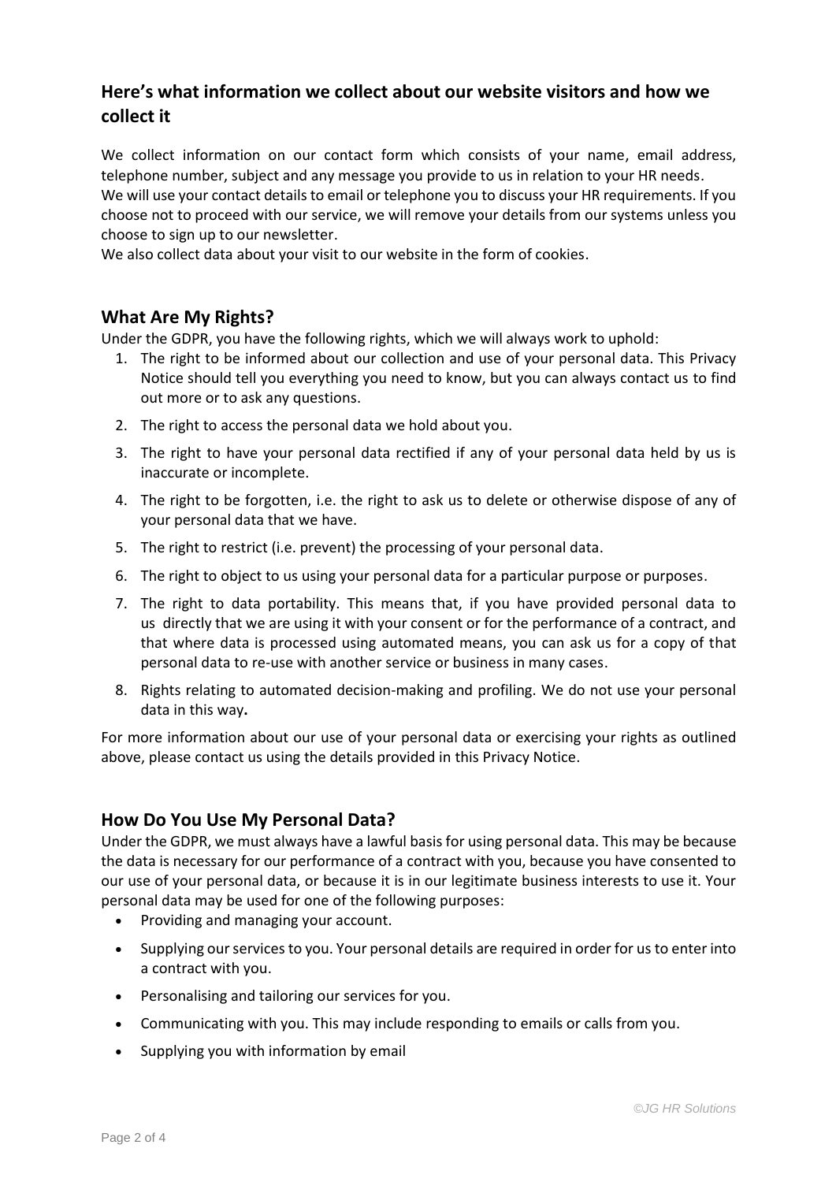## Here's what information we collect about our website visitors and how we collect it

We collect information on our contact form which consists of your name, email address, telephone number, subject and any message you provide to us in relation to your HR needs.
We will use your contact details to email or telephone you to discuss your HR requirements. If you choose not to proceed with our service, we will remove your details from our systems unless you choose to sign up to our newsletter.
We also collect data about your visit to our website in the form of cookies.

## What Are My Rights?

Under the GDPR, you have the following rights, which we will always work to uphold:

1. The right to be informed about our collection and use of your personal data. This Privacy Notice should tell you everything you need to know, but you can always contact us to find out more or to ask any questions.
2. The right to access the personal data we hold about you.
3. The right to have your personal data rectified if any of your personal data held by us is inaccurate or incomplete.
4. The right to be forgotten, i.e. the right to ask us to delete or otherwise dispose of any of your personal data that we have.
5. The right to restrict (i.e. prevent) the processing of your personal data.
6. The right to object to us using your personal data for a particular purpose or purposes.
7. The right to data portability. This means that, if you have provided personal data to us directly that we are using it with your consent or for the performance of a contract, and that where data is processed using automated means, you can ask us for a copy of that personal data to re-use with another service or business in many cases.
8. Rights relating to automated decision-making and profiling. We do not use your personal data in this way**.**

For more information about our use of your personal data or exercising your rights as outlined above, please contact us using the details provided in this Privacy Notice.

## How Do You Use My Personal Data?

Under the GDPR, we must always have a lawful basis for using personal data. This may be because the data is necessary for our performance of a contract with you, because you have consented to our use of your personal data, or because it is in our legitimate business interests to use it. Your personal data may be used for one of the following purposes:

- Providing and managing your account.
- Supplying our services to you. Your personal details are required in order for us to enter into a contract with you.
- Personalising and tailoring our services for you.
- Communicating with you. This may include responding to emails or calls from you.
- Supplying you with information by email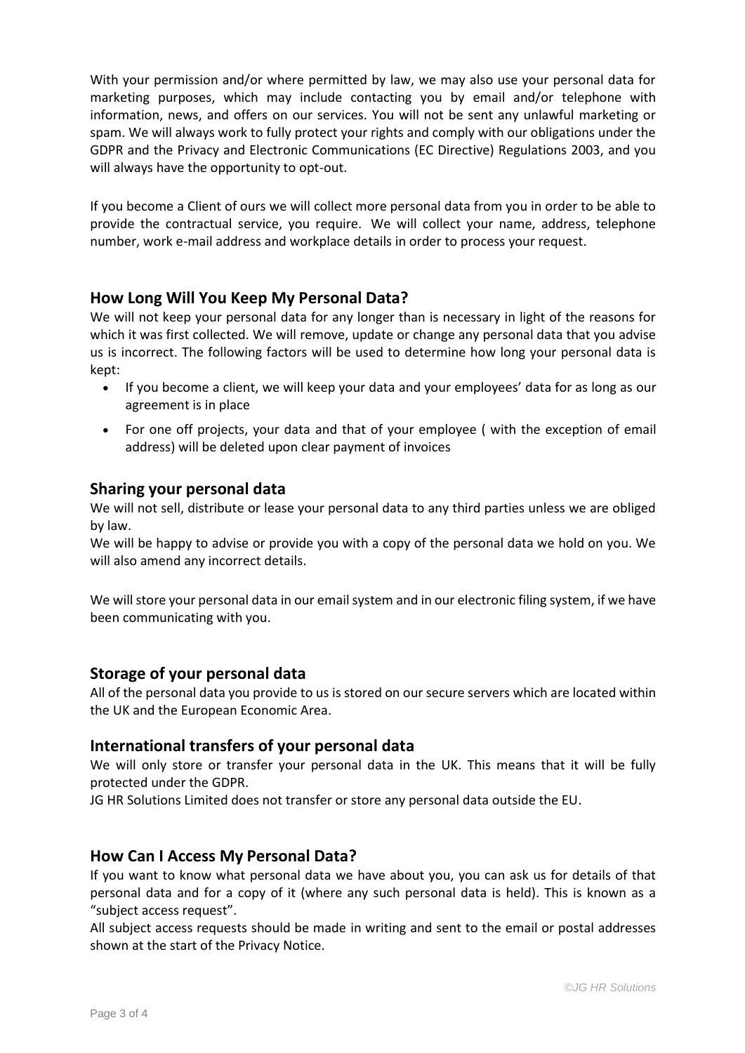With your permission and/or where permitted by law, we may also use your personal data for marketing purposes, which may include contacting you by email and/or telephone with information, news, and offers on our services. You will not be sent any unlawful marketing or spam. We will always work to fully protect your rights and comply with our obligations under the GDPR and the Privacy and Electronic Communications (EC Directive) Regulations 2003, and you will always have the opportunity to opt-out.

If you become a Client of ours we will collect more personal data from you in order to be able to provide the contractual service, you require. We will collect your name, address, telephone number, work e-mail address and workplace details in order to process your request.

## How Long Will You Keep My Personal Data?

We will not keep your personal data for any longer than is necessary in light of the reasons for which it was first collected. We will remove, update or change any personal data that you advise us is incorrect. The following factors will be used to determine how long your personal data is kept:

- If you become a client, we will keep your data and your employees' data for as long as our agreement is in place
- For one off projects, your data and that of your employee ( with the exception of email address) will be deleted upon clear payment of invoices

## Sharing your personal data

We will not sell, distribute or lease your personal data to any third parties unless we are obliged by law.

We will be happy to advise or provide you with a copy of the personal data we hold on you. We will also amend any incorrect details.

We will store your personal data in our email system and in our electronic filing system, if we have been communicating with you.

## Storage of your personal data

All of the personal data you provide to us is stored on our secure servers which are located within the UK and the European Economic Area.

## International transfers of your personal data

We will only store or transfer your personal data in the UK. This means that it will be fully protected under the GDPR.

JG HR Solutions Limited does not transfer or store any personal data outside the EU.

## How Can I Access My Personal Data?

If you want to know what personal data we have about you, you can ask us for details of that personal data and for a copy of it (where any such personal data is held). This is known as a "subject access request".

All subject access requests should be made in writing and sent to the email or postal addresses shown at the start of the Privacy Notice.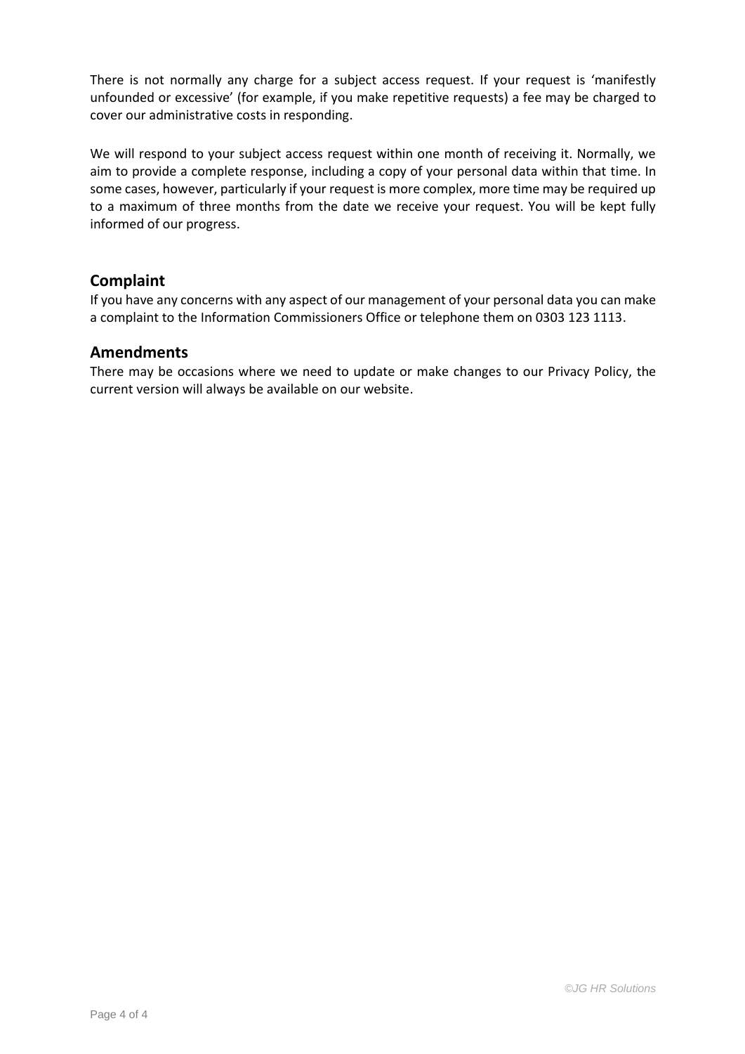There is not normally any charge for a subject access request. If your request is 'manifestly unfounded or excessive' (for example, if you make repetitive requests) a fee may be charged to cover our administrative costs in responding.

We will respond to your subject access request within one month of receiving it. Normally, we aim to provide a complete response, including a copy of your personal data within that time. In some cases, however, particularly if your request is more complex, more time may be required up to a maximum of three months from the date we receive your request. You will be kept fully informed of our progress.

## Complaint

If you have any concerns with any aspect of our management of your personal data you can make a complaint to the Information Commissioners Office or telephone them on 0303 123 1113.

## Amendments

There may be occasions where we need to update or make changes to our Privacy Policy, the current version will always be available on our website.